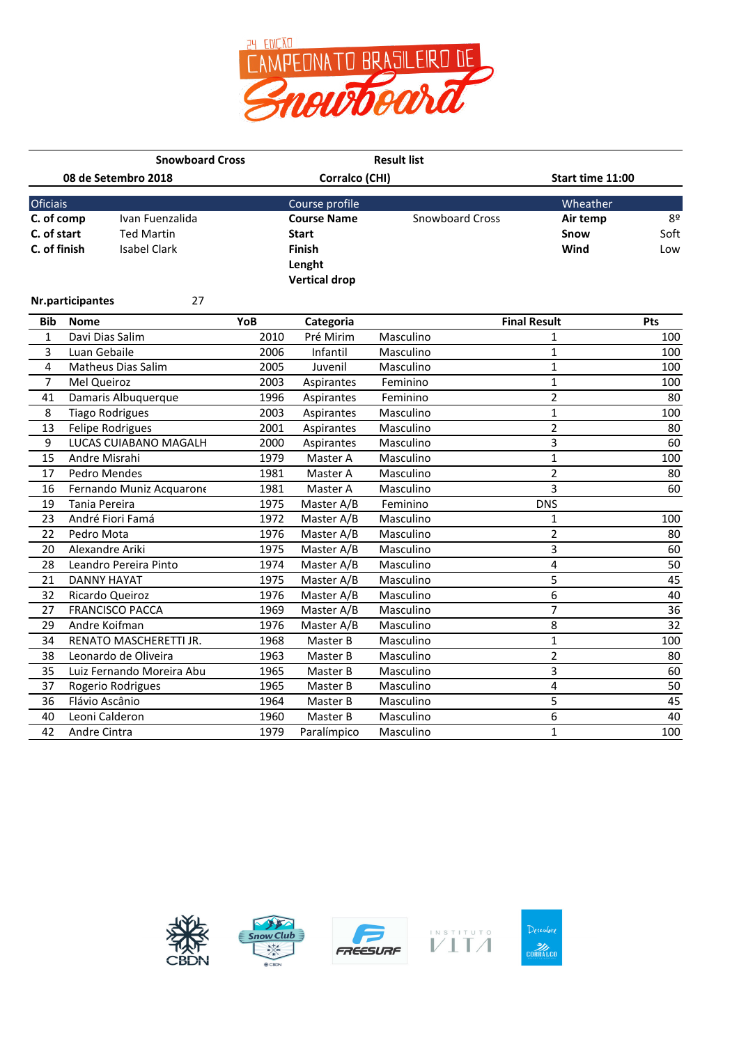# 24 EDIÇÃO CAMPEONATO BRASILEIRO DE Snowboard

**Snowboard Cross** — **Result list**

**08 de Setembro 2018** — **Corralco (CHI)** — **Start time 11:00**

| Oficiais | | Course profile | | Wheather | |
|---|---|---|---|---|---|
| **C. of comp** | Ivan Fuenzalida | **Course Name** | Snowboard Cross | **Air temp** | 8º |
| **C. of start** | Ted Martin | **Start** | | **Snow** | Soft |
| **C. of finish** | Isabel Clark | **Finish** | | **Wind** | Low |
| | | **Lenght** | | | |
| | | **Vertical drop** | | | |

**Nr.participantes** 27

| Bib | Nome | YoB | Categoria | | Final Result | Pts |
|---|---|---|---|---|---|---|
| 1 | Davi Dias Salim | 2010 | Pré Mirim | Masculino | 1 | 100 |
| 3 | Luan Gebaile | 2006 | Infantil | Masculino | 1 | 100 |
| 4 | Matheus Dias Salim | 2005 | Juvenil | Masculino | 1 | 100 |
| 7 | Mel Queiroz | 2003 | Aspirantes | Feminino | 1 | 100 |
| 41 | Damaris Albuquerque | 1996 | Aspirantes | Feminino | 2 | 80 |
| 8 | Tiago Rodrigues | 2003 | Aspirantes | Masculino | 1 | 100 |
| 13 | Felipe Rodrigues | 2001 | Aspirantes | Masculino | 2 | 80 |
| 9 | LUCAS CUIABANO MAGALH | 2000 | Aspirantes | Masculino | 3 | 60 |
| 15 | Andre Misrahi | 1979 | Master A | Masculino | 1 | 100 |
| 17 | Pedro Mendes | 1981 | Master A | Masculino | 2 | 80 |
| 16 | Fernando Muniz Acquarone | 1981 | Master A | Masculino | 3 | 60 |
| 19 | Tania Pereira | 1975 | Master A/B | Feminino | DNS | |
| 23 | André Fiori Famá | 1972 | Master A/B | Masculino | 1 | 100 |
| 22 | Pedro Mota | 1976 | Master A/B | Masculino | 2 | 80 |
| 20 | Alexandre Ariki | 1975 | Master A/B | Masculino | 3 | 60 |
| 28 | Leandro Pereira Pinto | 1974 | Master A/B | Masculino | 4 | 50 |
| 21 | DANNY HAYAT | 1975 | Master A/B | Masculino | 5 | 45 |
| 32 | Ricardo Queiroz | 1976 | Master A/B | Masculino | 6 | 40 |
| 27 | FRANCISCO PACCA | 1969 | Master A/B | Masculino | 7 | 36 |
| 29 | Andre Koifman | 1976 | Master A/B | Masculino | 8 | 32 |
| 34 | RENATO MASCHERETTI JR. | 1968 | Master B | Masculino | 1 | 100 |
| 38 | Leonardo de Oliveira | 1963 | Master B | Masculino | 2 | 80 |
| 35 | Luiz Fernando Moreira Abu | 1965 | Master B | Masculino | 3 | 60 |
| 37 | Rogerio Rodrigues | 1965 | Master B | Masculino | 4 | 50 |
| 36 | Flávio Ascânio | 1964 | Master B | Masculino | 5 | 45 |
| 40 | Leoni Calderon | 1960 | Master B | Masculino | 6 | 40 |
| 42 | Andre Cintra | 1979 | Paralímpico | Masculino | 1 | 100 |

CBDN · Snow Club · FREESURF · INSTITUTO VITA · Descubre CORRALCO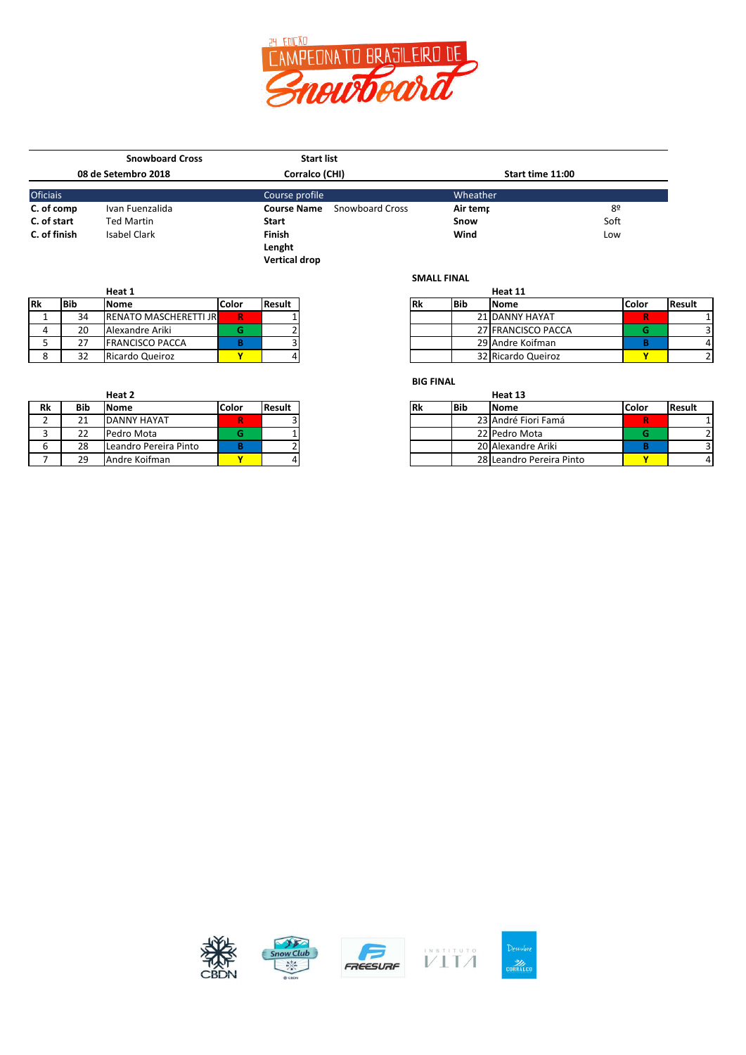# 24 EDIÇÃO CAMPEONATO BRASILEIRO DE Snowboard

| Snowboard Cross | Start list | |
|---|---|---|
| 08 de Setembro 2018 | Corralco (CHI) | Start time 11:00 |

| Oficiais | | Course profile | | Wheather | |
|---|---|---|---|---|---|
| **C. of comp** | Ivan Fuenzalida | **Course Name** | Snowboard Cross | **Air temp** | 8º |
| **C. of start** | Ted Martin | **Start** | | **Snow** | Soft |
| **C. of finish** | Isabel Clark | **Finish** | | **Wind** | Low |
| | | **Lenght** | | | |
| | | **Vertical drop** | | | |

**Heat 1**

| Rk | Bib | Nome | Color | Result |
|---|---|---|---|---|
| 1 | 34 | RENATO MASCHERETTI JR | R | 1 |
| 4 | 20 | Alexandre Ariki | G | 2 |
| 5 | 27 | FRANCISCO PACCA | B | 3 |
| 8 | 32 | Ricardo Queiroz | Y | 4 |

**Heat 2**

| Rk | Bib | Nome | Color | Result |
|---|---|---|---|---|
| 2 | 21 | DANNY HAYAT | R | 3 |
| 3 | 22 | Pedro Mota | G | 1 |
| 6 | 28 | Leandro Pereira Pinto | B | 2 |
| 7 | 29 | Andre Koifman | Y | 4 |

**SMALL FINAL**

**Heat 11**

| Rk | Bib | Nome | Color | Result |
|---|---|---|---|---|
| | 21 | DANNY HAYAT | R | 1 |
| | 27 | FRANCISCO PACCA | G | 3 |
| | 29 | Andre Koifman | B | 4 |
| | 32 | Ricardo Queiroz | Y | 2 |

**BIG FINAL**

**Heat 13**

| Rk | Bib | Nome | Color | Result |
|---|---|---|---|---|
| | 23 | André Fiori Famá | R | 1 |
| | 22 | Pedro Mota | G | 2 |
| | 20 | Alexandre Ariki | B | 3 |
| | 28 | Leandro Pereira Pinto | Y | 4 |

CBDN Snow Club FREESURF INSTITUTO VITA Descubre CORRALCO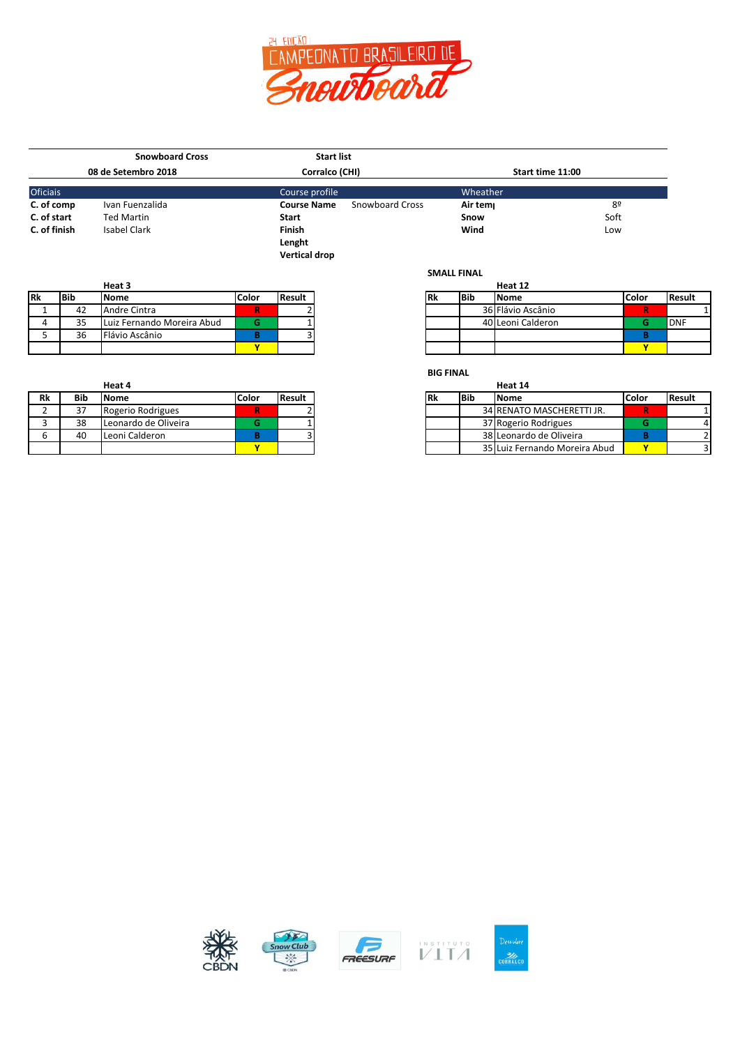# 2ª EDIÇÃO CAMPEONATO BRASILEIRO DE Snowboard

| Snowboard Cross | Start list | |
|---|---|---|
| 08 de Setembro 2018 | Corralco (CHI) | Start time 11:00 |

| Oficiais | | Course profile | | Wheather | |
|---|---|---|---|---|---|
| **C. of comp** | Ivan Fuenzalida | **Course Name** | Snowboard Cross | **Air temp** | 8º |
| **C. of start** | Ted Martin | **Start** | | **Snow** | Soft |
| **C. of finish** | Isabel Clark | **Finish** | | **Wind** | Low |
| | | **Lenght** | | | |
| | | **Vertical drop** | | | |

**Heat 3**

| Rk | Bib | Nome | Color | Result |
|---|---|---|---|---|
| 1 | 42 | Andre Cintra | R | 2 |
| 4 | 35 | Luiz Fernando Moreira Abud | G | 1 |
| 5 | 36 | Flávio Ascânio | B | 3 |
| | | | Y | |

**Heat 4**

| Rk | Bib | Nome | Color | Result |
|---|---|---|---|---|
| 2 | 37 | Rogerio Rodrigues | R | 2 |
| 3 | 38 | Leonardo de Oliveira | G | 1 |
| 6 | 40 | Leoni Calderon | B | 3 |
| | | | Y | |

**SMALL FINAL**

**Heat 12**

| Rk | Bib | Nome | Color | Result |
|---|---|---|---|---|
| | 36 | Flávio Ascânio | R | 1 |
| | 40 | Leoni Calderon | G | DNF |
| | | | B | |
| | | | Y | |

**BIG FINAL**

**Heat 14**

| Rk | Bib | Nome | Color | Result |
|---|---|---|---|---|
| | 34 | RENATO MASCHERETTI JR. | R | 1 |
| | 37 | Rogerio Rodrigues | G | 4 |
| | 38 | Leonardo de Oliveira | B | 2 |
| | 35 | Luiz Fernando Moreira Abud | Y | 3 |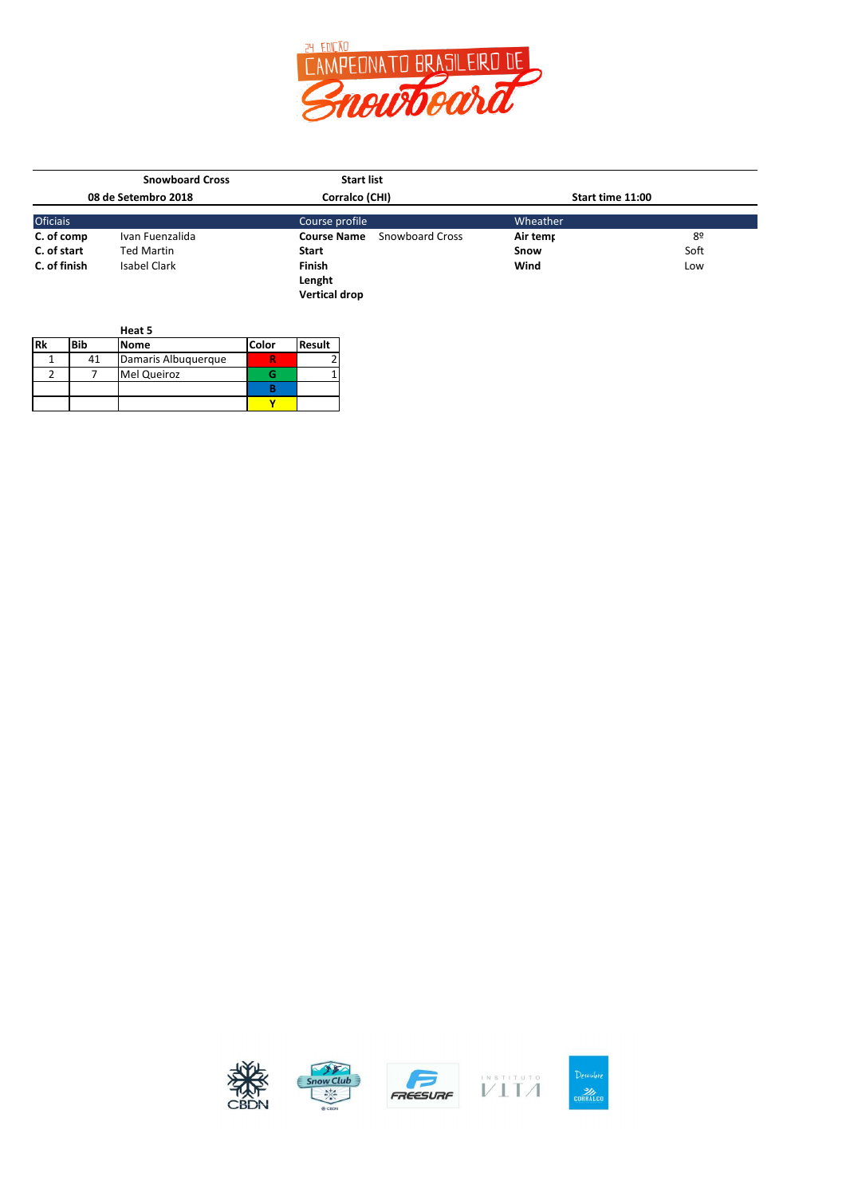24 EDIÇÃO CAMPEONATO BRASILEIRO DE Snowboard

| Snowboard Cross | Start list | |
|---|---|---|
| 08 de Setembro 2018 | Corralco (CHI) | Start time 11:00 |

| Oficiais | | Course profile | | Wheather | |
|---|---|---|---|---|---|
| **C. of comp** | Ivan Fuenzalida | **Course Name** | Snowboard Cross | **Air temp** | 8º |
| **C. of start** | Ted Martin | **Start** | | **Snow** | Soft |
| **C. of finish** | Isabel Clark | **Finish** | | **Wind** | Low |
| | | **Lenght** | | | |
| | | **Vertical drop** | | | |

**Heat 5**

| Rk | Bib | Nome | Color | Result |
|---|---|---|---|---|
| 1 | 41 | Damaris Albuquerque | R | 2 |
| 2 | 7 | Mel Queiroz | G | 1 |
| | | | B | |
| | | | Y | |

CBDN · Snow Club · FREESURF · INSTITUTO VITA · Descubre CORRALCO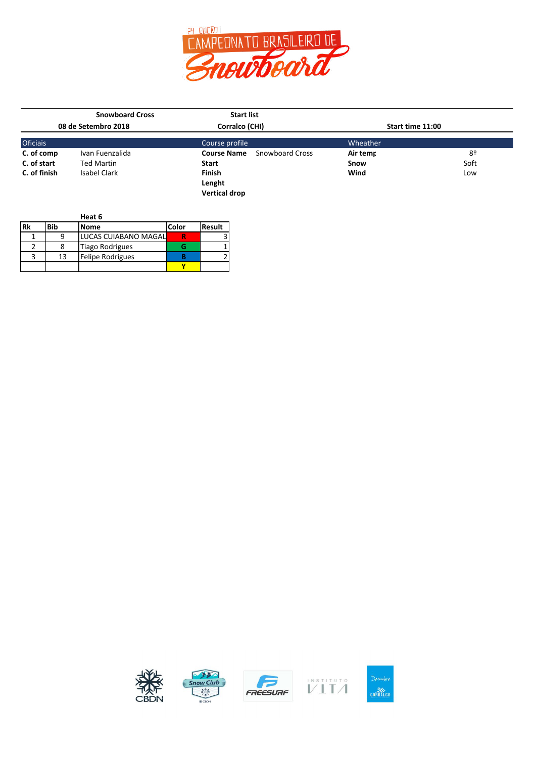24 EDIÇÃO
CAMPEONATO BRASILEIRO DE
Snowboard

| Snowboard Cross | Start list | |
|---|---|---|
| 08 de Setembro 2018 | Corralco (CHI) | Start time 11:00 |

| Oficiais | | Course profile | | Wheather | |
|---|---|---|---|---|---|
| **C. of comp** | Ivan Fuenzalida | **Course Name** | Snowboard Cross | **Air temp** | 8º |
| **C. of start** | Ted Martin | **Start** | | **Snow** | Soft |
| **C. of finish** | Isabel Clark | **Finish** | | **Wind** | Low |
| | | **Lenght** | | | |
| | | **Vertical drop** | | | |

**Heat 6**

| Rk | Bib | Nome | Color | Result |
|---|---|---|---|---|
| 1 | 9 | LUCAS CUIABANO MAGAL | R | 3 |
| 2 | 8 | Tiago Rodrigues | G | 1 |
| 3 | 13 | Felipe Rodrigues | B | 2 |
| | | | Y | |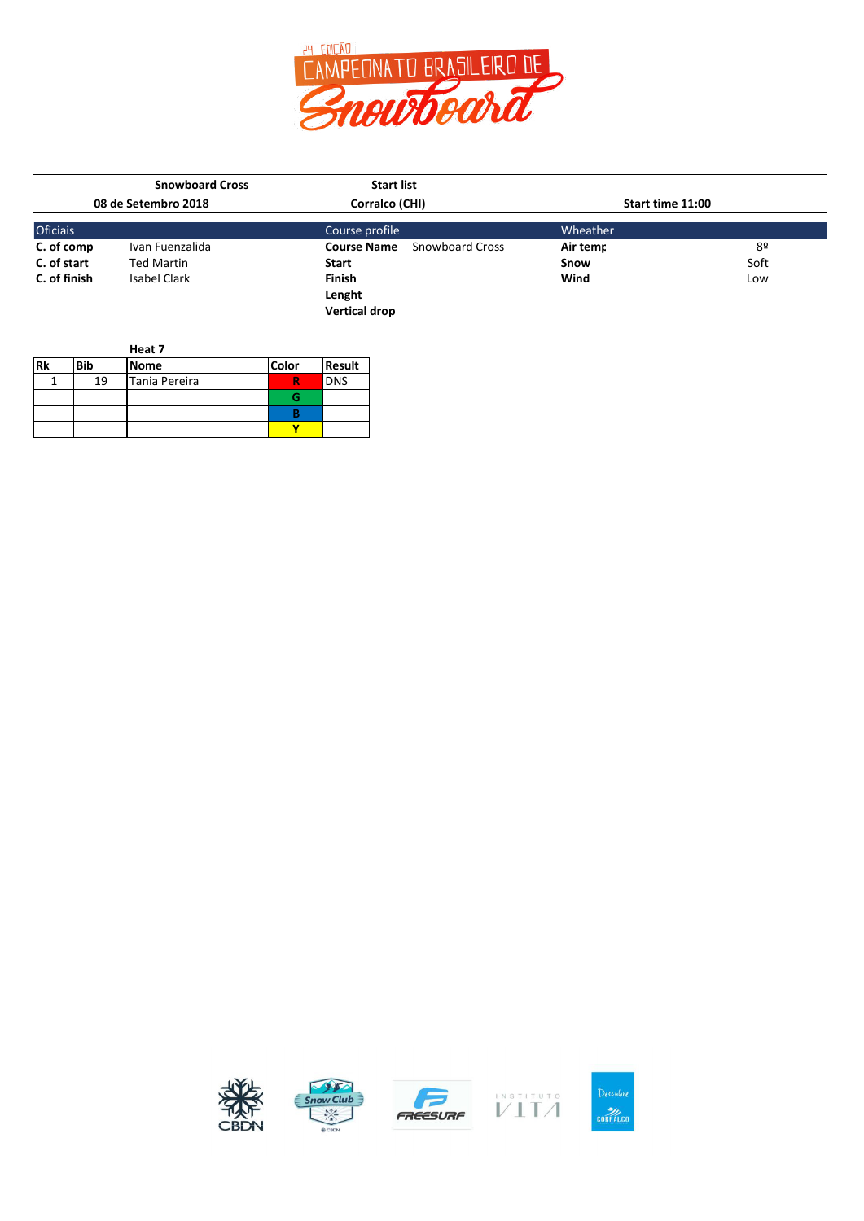24 EDIÇÃO
CAMPEONATO BRASILEIRO DE
Snowboard

| Snowboard Cross | Start list | |
|---|---|---|
| 08 de Setembro 2018 | Corralco (CHI) | Start time 11:00 |

| Oficiais | | Course profile | | Wheather | |
|---|---|---|---|---|---|
| **C. of comp** | Ivan Fuenzalida | **Course Name** | Snowboard Cross | **Air temp** | 8º |
| **C. of start** | Ted Martin | **Start** | | **Snow** | Soft |
| **C. of finish** | Isabel Clark | **Finish** | | **Wind** | Low |
| | | **Lenght** | | | |
| | | **Vertical drop** | | | |

**Heat 7**

| Rk | Bib | Nome | Color | Result |
|---|---|---|---|---|
| 1 | 19 | Tania Pereira | R | DNS |
| | | | G | |
| | | | B | |
| | | | Y | |

CBDN · Snow Club · FREESURF · INSTITUTO VITA · Descubre CORRALCO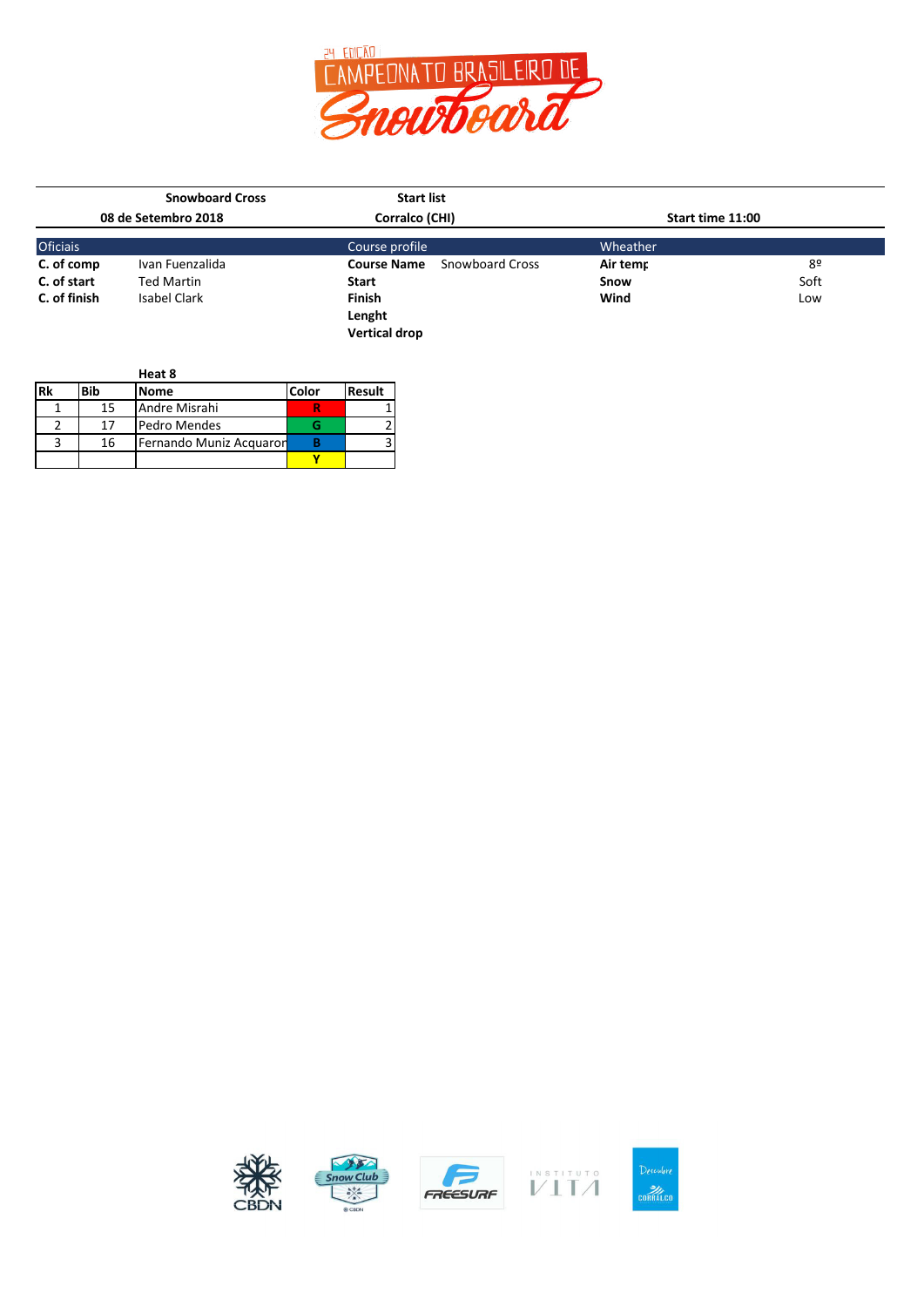# 24 EDIÇÃO CAMPEONATO BRASILEIRO DE Snowboard

| Snowboard Cross | Start list | |
|---|---|---|
| 08 de Setembro 2018 | Corralco (CHI) | Start time 11:00 |

| Oficiais | | Course profile | | Wheather | |
|---|---|---|---|---|---|
| **C. of comp** | Ivan Fuenzalida | **Course Name** | Snowboard Cross | **Air temp** | 8º |
| **C. of start** | Ted Martin | **Start** | | **Snow** | Soft |
| **C. of finish** | Isabel Clark | **Finish** | | **Wind** | Low |
| | | **Lenght** | | | |
| | | **Vertical drop** | | | |

**Heat 8**

| Rk | Bib | Nome | Color | Result |
|---|---|---|---|---|
| 1 | 15 | Andre Misrahi | R | 1 |
| 2 | 17 | Pedro Mendes | G | 2 |
| 3 | 16 | Fernando Muniz Acquaron | B | 3 |
| | | | Y | |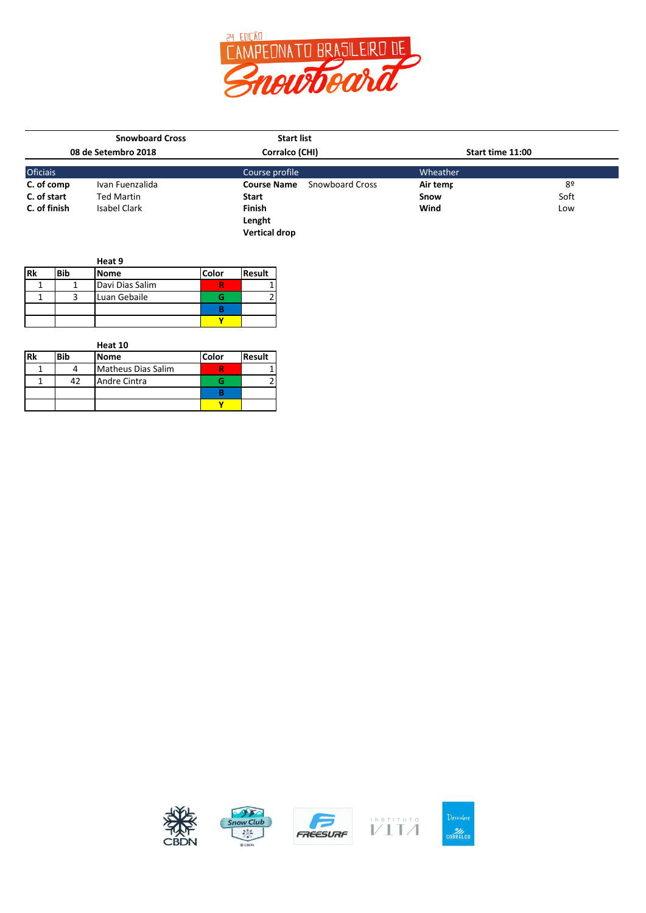24 EDIÇÃO CAMPEONATO BRASILEIRO DE Snowboard

| Snowboard Cross | Start list | |
|---|---|---|
| 08 de Setembro 2018 | Corralco (CHI) | Start time 11:00 |

| Oficiais | | Course profile | | Wheather | |
|---|---|---|---|---|---|
| C. of comp | Ivan Fuenzalida | Course Name | Snowboard Cross | Air temp | 8º |
| C. of start | Ted Martin | Start | | Snow | Soft |
| C. of finish | Isabel Clark | Finish | | Wind | Low |
| | | Lenght | | | |
| | | Vertical drop | | | |

**Heat 9**

| Rk | Bib | Nome | Color | Result |
|---|---|---|---|---|
| 1 | 1 | Davi Dias Salim | R | 1 |
| 1 | 3 | Luan Gebaile | G | 2 |
| | | | B | |
| | | | Y | |

**Heat 10**

| Rk | Bib | Nome | Color | Result |
|---|---|---|---|---|
| 1 | 4 | Matheus Dias Salim | R | 1 |
| 1 | 42 | Andre Cintra | G | 2 |
| | | | B | |
| | | | Y | |

CBDN · Snow Club · FREESURF · INSTITUTO VITA · Descubre CORRALCO